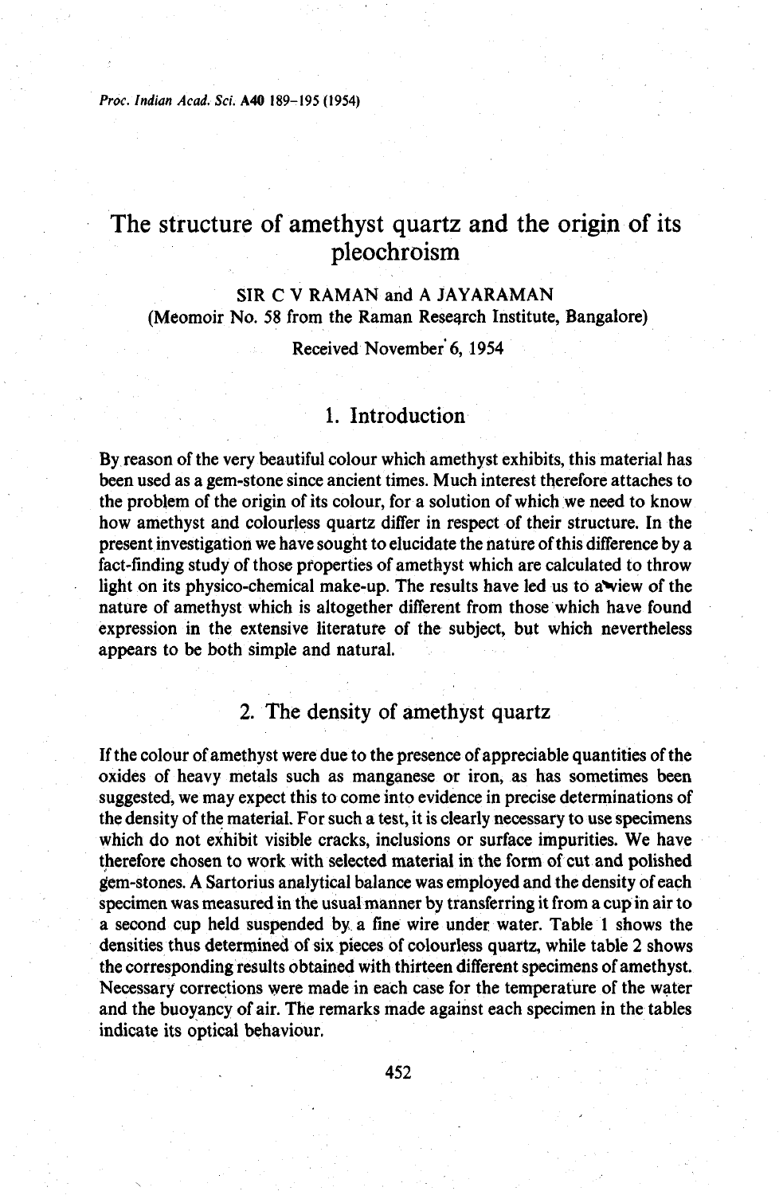# The structure of amethyst quartz and the origin of its pleochroism

SIR C V RAMAN and A JAYARAMAN

(Meomoir No. 58 from the Raman Research Institute, Bangalore)

Received November 6, 1954

## 1. Introduction

By reason of the very beautiful colour which amethyst exhibits, this material has been used as a gem-stone since ancient times. Much interest therefore attaches to the problem of the origin of its colour, for a solution of which we need to know how amethyst and colourless quartz differ in respect of their structure. In the present investigation we have sought to elucidate the nature of this difference by a fact-finding study of those properties of amethyst which are calculated to throw light on its physico-chemical make-up. The results have led us to a view of the nature of amethyst which is altogether different from those which have found expression in the extensive literature of the subject, but which nevertheless appears to be both simple and natural.

## 2. The density of amethyst quartz

If the colour of amethyst were due to the presence of appreciable quantities of the oxides of heavy metals such as manganese or iron, as has sometimes been suggested, we may expect this to come into evidence in precise determinations of the density of the material. For such a test, it is clearly necessary to use specimens which do not exhibit visible cracks, inclusions or surface impurities. We have therefore chosen to work with selected material in the form of cut and polished gem-stones. A Sartorius analytical balance was employed and the density of each specimen was measured in the usual manner by transferring it from a cup in air to a second cup held suspended by a fine wire under water. Table 1 shows the densities thus determined of six pieces of colourless quartz, while table 2 shows the corresponding results obtained with thirteen different specimens of amethyst. Necessary corrections were made in each case for the temperature of the water and the buoyancy of air. The remarks made against each specimen in the tables indicate its optical behaviour.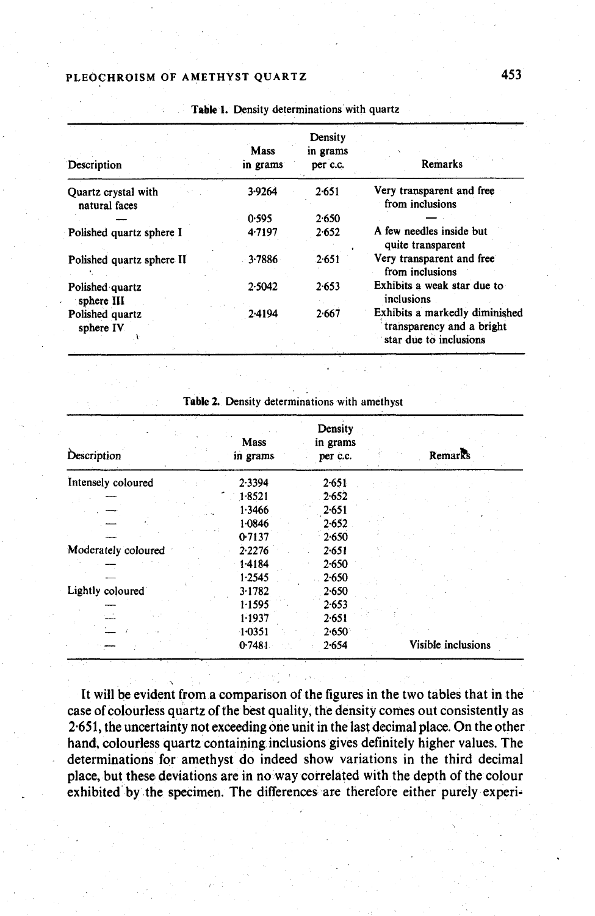Table 1. Density determinations with quartz

| Description | Mass in grams | Density in grams per c.c. | Remarks |
|---|---|---|---|
| Quartz crystal with natural faces | 3·9264 | 2·651 | Very transparent and free from inclusions |
| — | 0·595 | 2·650 | — |
| Polished quartz sphere I | 4·7197 | 2·652 | A few needles inside but quite transparent |
| Polished quartz sphere II | 3·7886 | 2·651 | Very transparent and free from inclusions |
| Polished quartz sphere III | 2·5042 | 2·653 | Exhibits a weak star due to inclusions |
| Polished quartz sphere IV | 2·4194 | 2·667 | Exhibits a markedly diminished transparency and a bright star due to inclusions |

Table 2. Density determinations with amethyst

| Description | Mass in grams | Density in grams per c.c. | Remarks |
|---|---|---|---|
| Intensely coloured | 2·3394 | 2·651 | |
| — | 1·8521 | 2·652 | |
| — | 1·3466 | 2·651 | |
| — | 1·0846 | 2·652 | |
| — | 0·7137 | 2·650 | |
| Moderately coloured | 2·2276 | 2·651 | |
| — | 1·4184 | 2·650 | |
| — | 1·2545 | 2·650 | |
| Lightly coloured | 3·1782 | 2·650 | |
| — | 1·1595 | 2·653 | |
| — | 1·1937 | 2·651 | |
| — | 1·0351 | 2·650 | |
| — | 0·7481 | 2·654 | Visible inclusions |

It will be evident from a comparison of the figures in the two tables that in the case of colourless quartz of the best quality, the density comes out consistently as 2·651, the uncertainty not exceeding one unit in the last decimal place. On the other hand, colourless quartz containing inclusions gives definitely higher values. The determinations for amethyst do indeed show variations in the third decimal place, but these deviations are in no way correlated with the depth of the colour exhibited by the specimen. The differences are therefore either purely experi-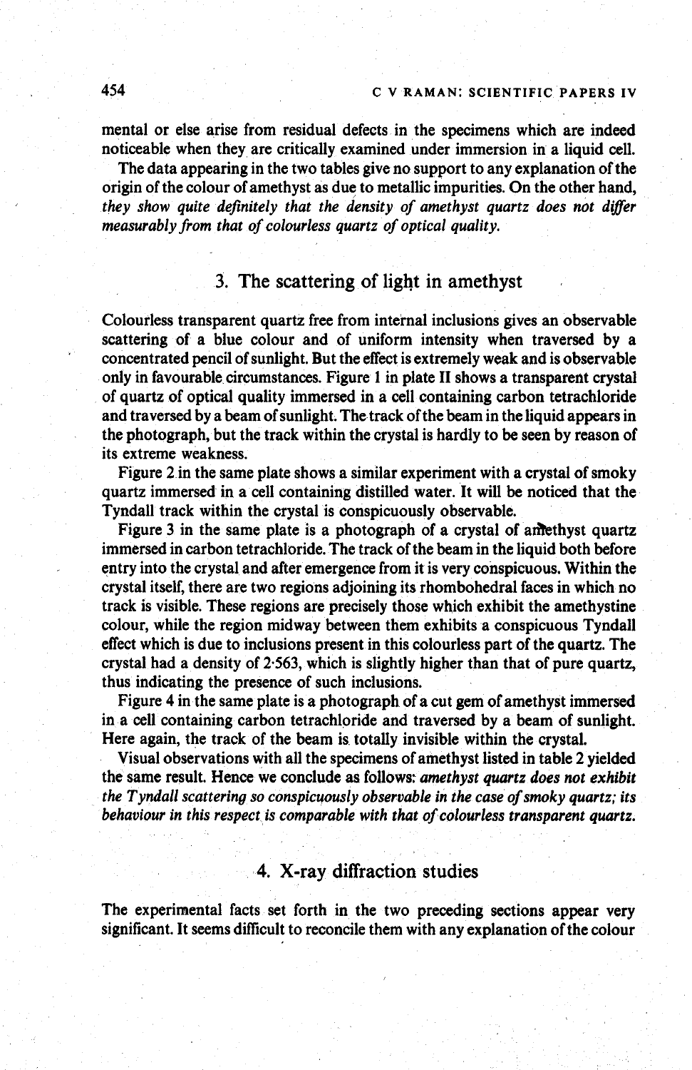mental or else arise from residual defects in the specimens which are indeed noticeable when they are critically examined under immersion in a liquid cell.

The data appearing in the two tables give no support to any explanation of the origin of the colour of amethyst as due to metallic impurities. On the other hand, *they show quite definitely that the density of amethyst quartz does not differ measurably from that of colourless quartz of optical quality.*

## 3. The scattering of light in amethyst

Colourless transparent quartz free from internal inclusions gives an observable scattering of a blue colour and of uniform intensity when traversed by a concentrated pencil of sunlight. But the effect is extremely weak and is observable only in favourable circumstances. Figure 1 in plate II shows a transparent crystal of quartz of optical quality immersed in a cell containing carbon tetrachloride and traversed by a beam of sunlight. The track of the beam in the liquid appears in the photograph, but the track within the crystal is hardly to be seen by reason of its extreme weakness.

Figure 2 in the same plate shows a similar experiment with a crystal of smoky quartz immersed in a cell containing distilled water. It will be noticed that the Tyndall track within the crystal is conspicuously observable.

Figure 3 in the same plate is a photograph of a crystal of amethyst quartz immersed in carbon tetrachloride. The track of the beam in the liquid both before entry into the crystal and after emergence from it is very conspicuous. Within the crystal itself, there are two regions adjoining its rhombohedral faces in which no track is visible. These regions are precisely those which exhibit the amethystine colour, while the region midway between them exhibits a conspicuous Tyndall effect which is due to inclusions present in this colourless part of the quartz. The crystal had a density of 2·563, which is slightly higher than that of pure quartz, thus indicating the presence of such inclusions.

Figure 4 in the same plate is a photograph of a cut gem of amethyst immersed in a cell containing carbon tetrachloride and traversed by a beam of sunlight. Here again, the track of the beam is totally invisible within the crystal.

Visual observations with all the specimens of amethyst listed in table 2 yielded the same result. Hence we conclude as follows: *amethyst quartz does not exhibit the Tyndall scattering so conspicuously observable in the case of smoky quartz; its behaviour in this respect is comparable with that of colourless transparent quartz.*

## 4. X-ray diffraction studies

The experimental facts set forth in the two preceding sections appear very significant. It seems difficult to reconcile them with any explanation of the colour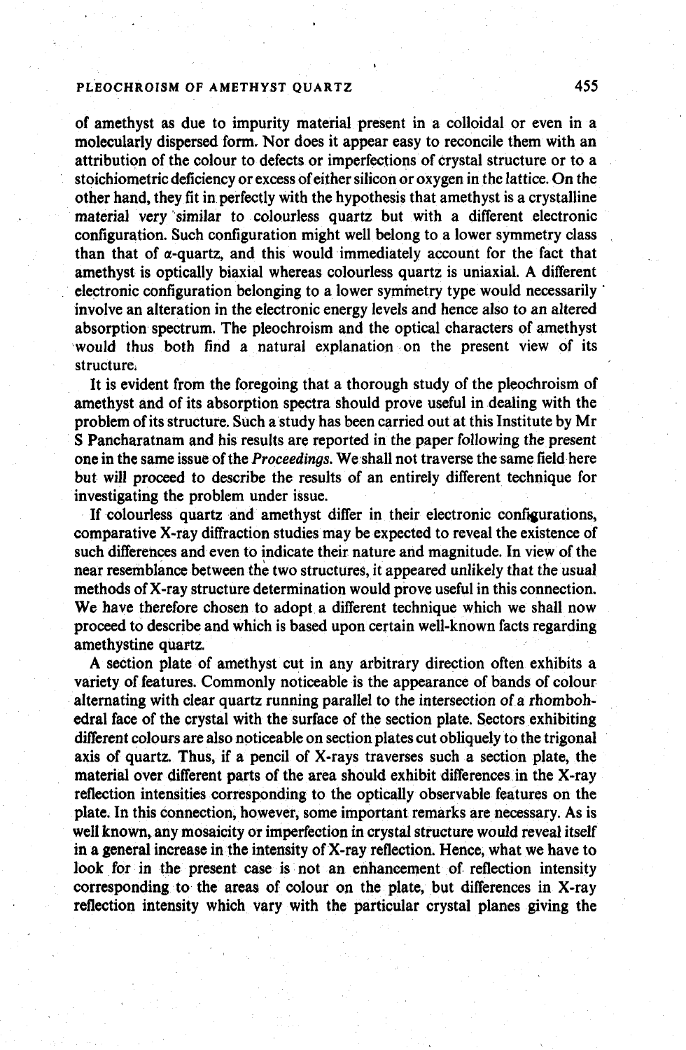of amethyst as due to impurity material present in a colloidal or even in a molecularly dispersed form. Nor does it appear easy to reconcile them with an attribution of the colour to defects or imperfections of crystal structure or to a stoichiometric deficiency or excess of either silicon or oxygen in the lattice. On the other hand, they fit in perfectly with the hypothesis that amethyst is a crystalline material very similar to colourless quartz but with a different electronic configuration. Such configuration might well belong to a lower symmetry class than that of $\alpha$-quartz, and this would immediately account for the fact that amethyst is optically biaxial whereas colourless quartz is uniaxial. A different electronic configuration belonging to a lower symmetry type would necessarily involve an alteration in the electronic energy levels and hence also to an altered absorption spectrum. The pleochroism and the optical characters of amethyst would thus both find a natural explanation on the present view of its structure.

It is evident from the foregoing that a thorough study of the pleochroism of amethyst and of its absorption spectra should prove useful in dealing with the problem of its structure. Such a study has been carried out at this Institute by Mr S Pancharatnam and his results are reported in the paper following the present one in the same issue of the *Proceedings*. We shall not traverse the same field here but will proceed to describe the results of an entirely different technique for investigating the problem under issue.

If colourless quartz and amethyst differ in their electronic configurations, comparative X-ray diffraction studies may be expected to reveal the existence of such differences and even to indicate their nature and magnitude. In view of the near resemblance between the two structures, it appeared unlikely that the usual methods of X-ray structure determination would prove useful in this connection. We have therefore chosen to adopt a different technique which we shall now proceed to describe and which is based upon certain well-known facts regarding amethystine quartz.

A section plate of amethyst cut in any arbitrary direction often exhibits a variety of features. Commonly noticeable is the appearance of bands of colour alternating with clear quartz running parallel to the intersection of a rhombohedral face of the crystal with the surface of the section plate. Sectors exhibiting different colours are also noticeable on section plates cut obliquely to the trigonal axis of quartz. Thus, if a pencil of X-rays traverses such a section plate, the material over different parts of the area should exhibit differences in the X-ray reflection intensities corresponding to the optically observable features on the plate. In this connection, however, some important remarks are necessary. As is well known, any mosaicity or imperfection in crystal structure would reveal itself in a general increase in the intensity of X-ray reflection. Hence, what we have to look for in the present case is not an enhancement of reflection intensity corresponding to the areas of colour on the plate, but differences in X-ray reflection intensity which vary with the particular crystal planes giving the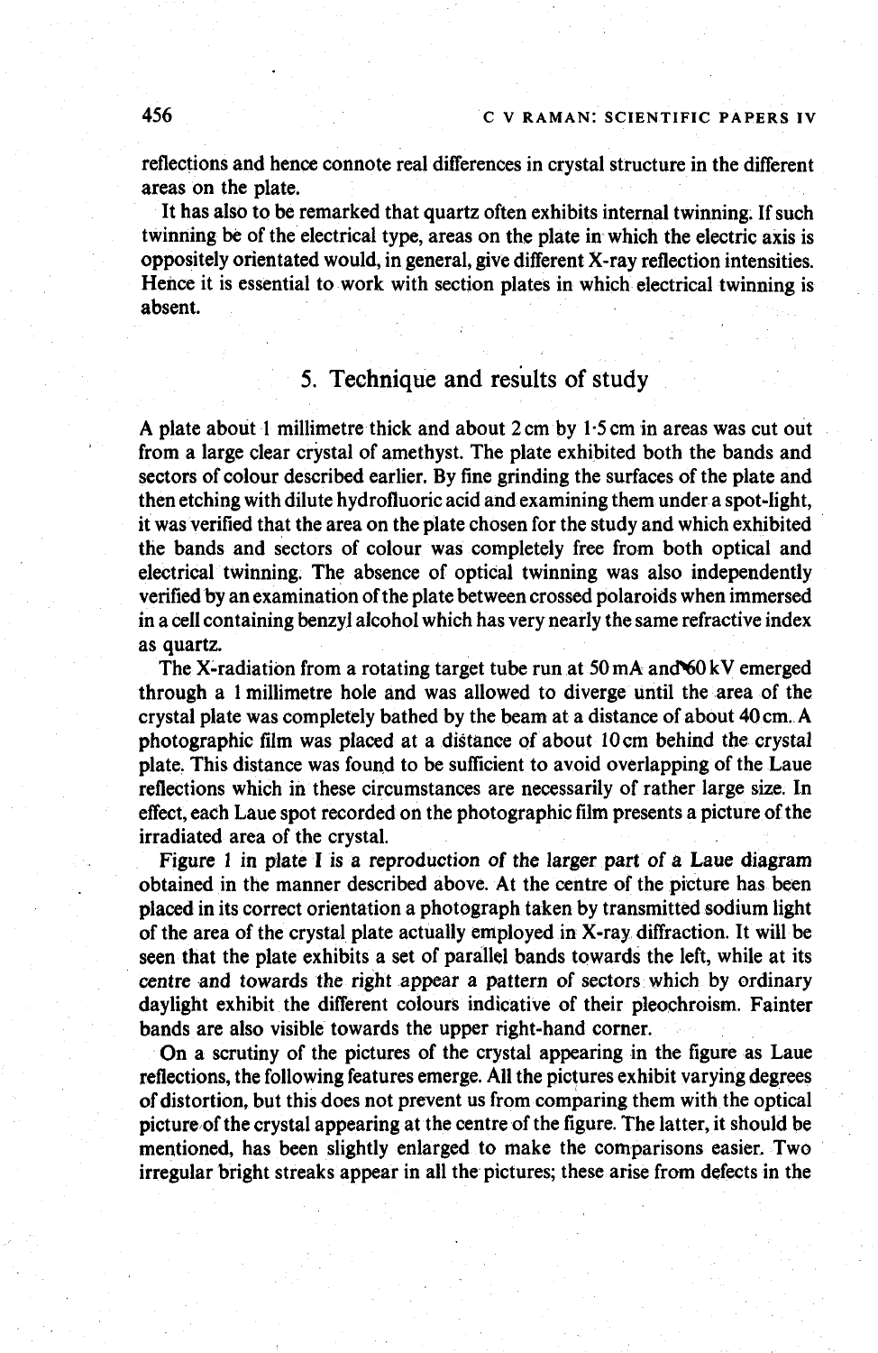reflections and hence connote real differences in crystal structure in the different areas on the plate.

It has also to be remarked that quartz often exhibits internal twinning. If such twinning be of the electrical type, areas on the plate in which the electric axis is oppositely orientated would, in general, give different X-ray reflection intensities. Hence it is essential to work with section plates in which electrical twinning is absent.

## 5. Technique and results of study

A plate about 1 millimetre thick and about 2 cm by 1·5 cm in areas was cut out from a large clear crystal of amethyst. The plate exhibited both the bands and sectors of colour described earlier. By fine grinding the surfaces of the plate and then etching with dilute hydrofluoric acid and examining them under a spot-light, it was verified that the area on the plate chosen for the study and which exhibited the bands and sectors of colour was completely free from both optical and electrical twinning. The absence of optical twinning was also independently verified by an examination of the plate between crossed polaroids when immersed in a cell containing benzyl alcohol which has very nearly the same refractive index as quartz.

The X-radiation from a rotating target tube run at 50 mA and 60 kV emerged through a 1 millimetre hole and was allowed to diverge until the area of the crystal plate was completely bathed by the beam at a distance of about 40 cm. A photographic film was placed at a distance of about 10 cm behind the crystal plate. This distance was found to be sufficient to avoid overlapping of the Laue reflections which in these circumstances are necessarily of rather large size. In effect, each Laue spot recorded on the photographic film presents a picture of the irradiated area of the crystal.

Figure 1 in plate I is a reproduction of the larger part of a Laue diagram obtained in the manner described above. At the centre of the picture has been placed in its correct orientation a photograph taken by transmitted sodium light of the area of the crystal plate actually employed in X-ray diffraction. It will be seen that the plate exhibits a set of parallel bands towards the left, while at its centre and towards the right appear a pattern of sectors which by ordinary daylight exhibit the different colours indicative of their pleochroism. Fainter bands are also visible towards the upper right-hand corner.

On a scrutiny of the pictures of the crystal appearing in the figure as Laue reflections, the following features emerge. All the pictures exhibit varying degrees of distortion, but this does not prevent us from comparing them with the optical picture of the crystal appearing at the centre of the figure. The latter, it should be mentioned, has been slightly enlarged to make the comparisons easier. Two irregular bright streaks appear in all the pictures; these arise from defects in the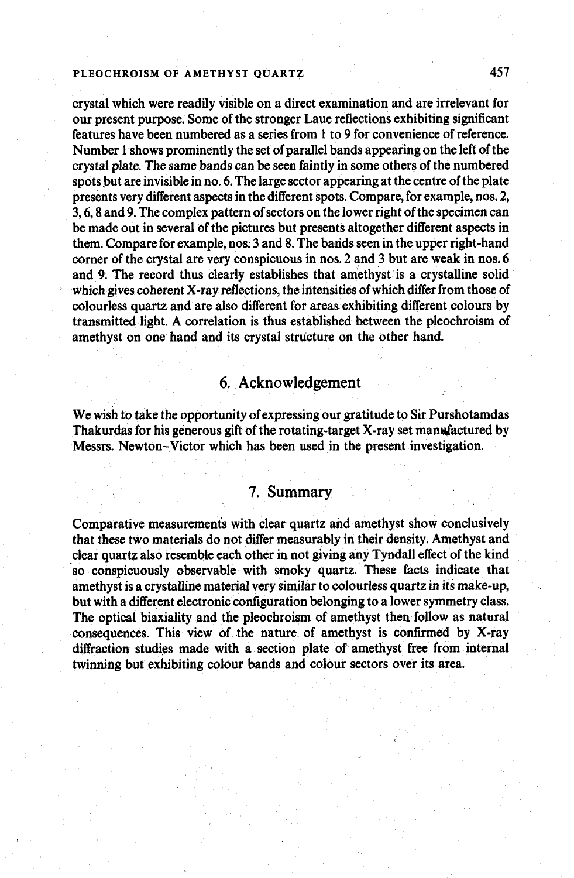crystal which were readily visible on a direct examination and are irrelevant for our present purpose. Some of the stronger Laue reflections exhibiting significant features have been numbered as a series from 1 to 9 for convenience of reference. Number 1 shows prominently the set of parallel bands appearing on the left of the crystal plate. The same bands can be seen faintly in some others of the numbered spots but are invisible in no. 6. The large sector appearing at the centre of the plate presents very different aspects in the different spots. Compare, for example, nos. 2, 3, 6, 8 and 9. The complex pattern of sectors on the lower right of the specimen can be made out in several of the pictures but presents altogether different aspects in them. Compare for example, nos. 3 and 8. The bands seen in the upper right-hand corner of the crystal are very conspicuous in nos. 2 and 3 but are weak in nos. 6 and 9. The record thus clearly establishes that amethyst is a crystalline solid which gives coherent X-ray reflections, the intensities of which differ from those of colourless quartz and are also different for areas exhibiting different colours by transmitted light. A correlation is thus established between the pleochroism of amethyst on one hand and its crystal structure on the other hand.

## 6. Acknowledgement

We wish to take the opportunity of expressing our gratitude to Sir Purshotamdas Thakurdas for his generous gift of the rotating-target X-ray set manufactured by Messrs. Newton–Victor which has been used in the present investigation.

## 7. Summary

Comparative measurements with clear quartz and amethyst show conclusively that these two materials do not differ measurably in their density. Amethyst and clear quartz also resemble each other in not giving any Tyndall effect of the kind so conspicuously observable with smoky quartz. These facts indicate that amethyst is a crystalline material very similar to colourless quartz in its make-up, but with a different electronic configuration belonging to a lower symmetry class. The optical biaxiality and the pleochroism of amethyst then follow as natural consequences. This view of the nature of amethyst is confirmed by X-ray diffraction studies made with a section plate of amethyst free from internal twinning but exhibiting colour bands and colour sectors over its area.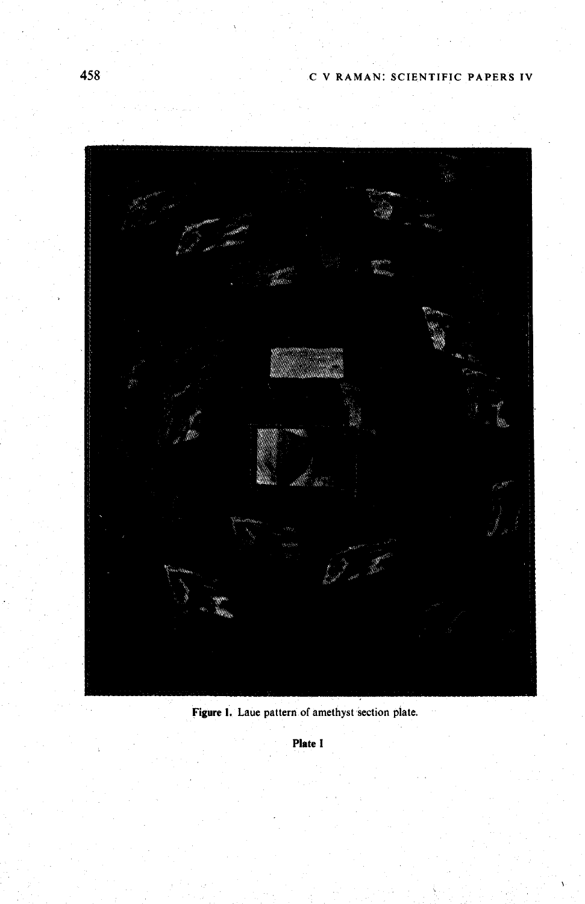**Figure 1.** Laue pattern of amethyst section plate.

**Plate I**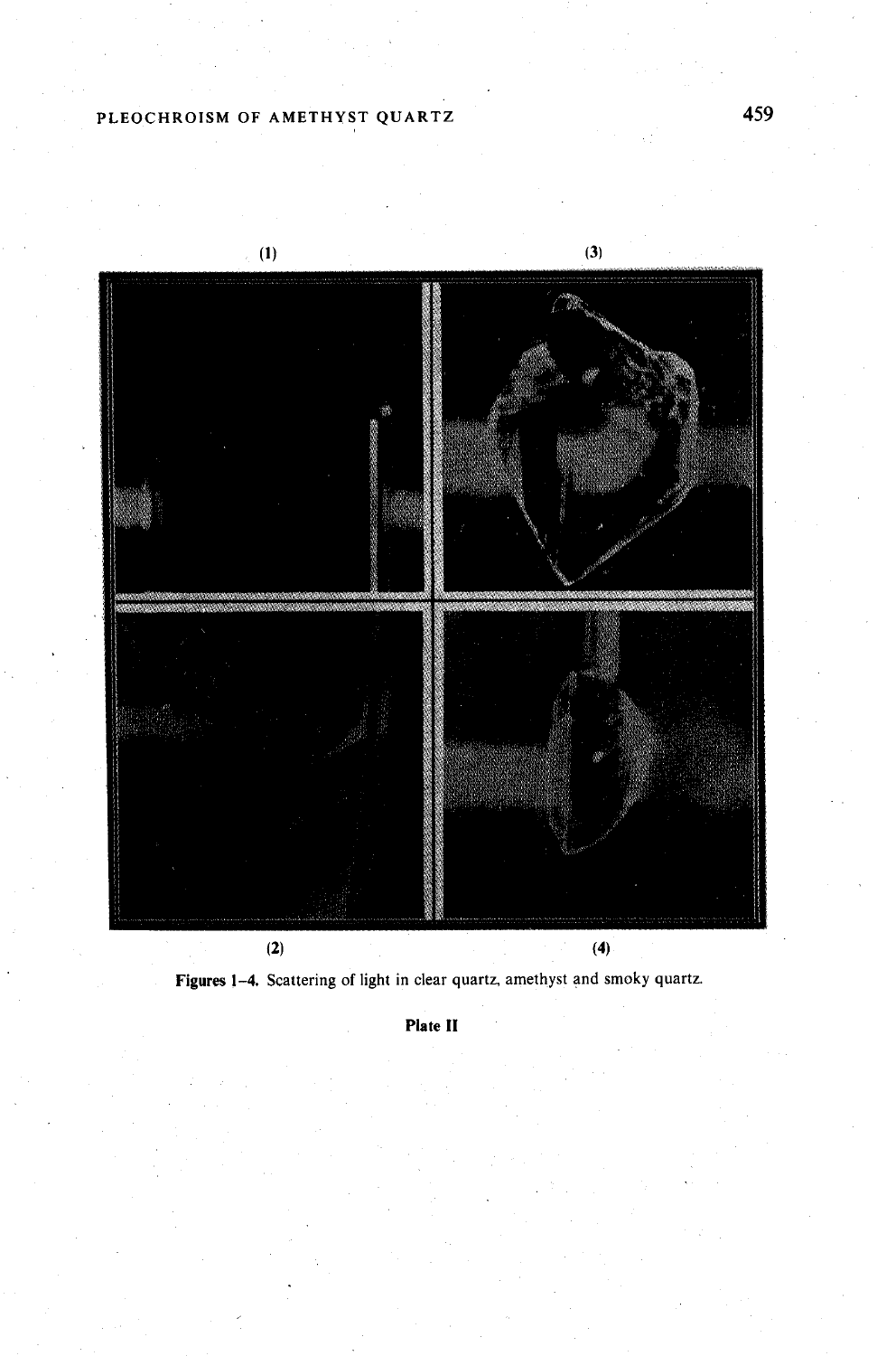(1) (3)

(2) (4)

**Figures 1–4.** Scattering of light in clear quartz, amethyst and smoky quartz.

**Plate II**